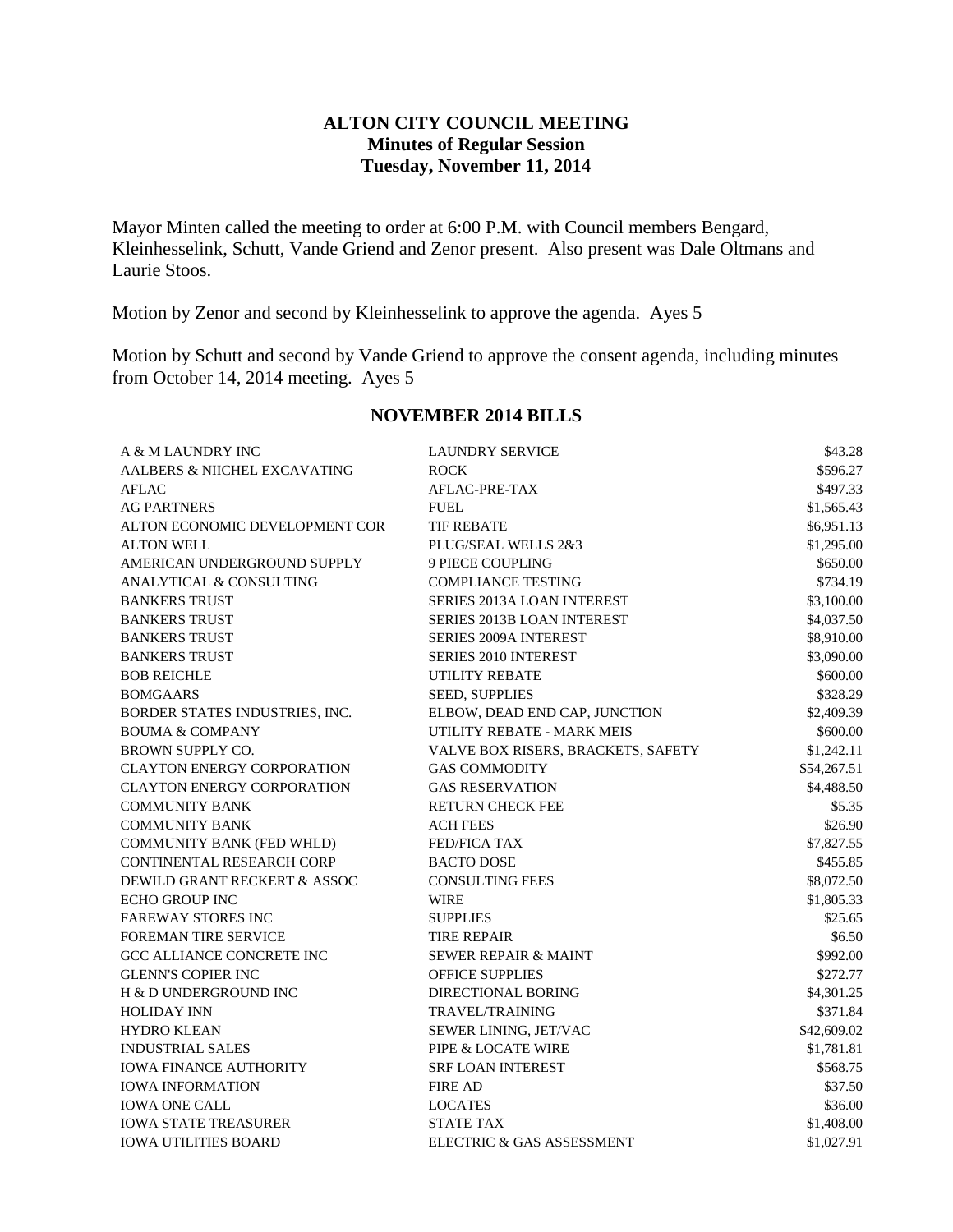# ALTON CITY COUNCIL MEETING
## Minutes of Regular Session
## Tuesday, November 11, 2014

Mayor Minten called the meeting to order at 6:00 P.M. with Council members Bengard, Kleinhesselink, Schutt, Vande Griend and Zenor present. Also present was Dale Oltmans and Laurie Stoos.

Motion by Zenor and second by Kleinhesselink to approve the agenda. Ayes 5

Motion by Schutt and second by Vande Griend to approve the consent agenda, including minutes from October 14, 2014 meeting. Ayes 5

## NOVEMBER 2014 BILLS

| | | |
|---|---|---|
| A & M LAUNDRY INC | LAUNDRY SERVICE | $43.28 |
| AALBERS & NIICHEL EXCAVATING | ROCK | $596.27 |
| AFLAC | AFLAC-PRE-TAX | $497.33 |
| AG PARTNERS | FUEL | $1,565.43 |
| ALTON ECONOMIC DEVELOPMENT COR | TIF REBATE | $6,951.13 |
| ALTON WELL | PLUG/SEAL WELLS 2&3 | $1,295.00 |
| AMERICAN UNDERGROUND SUPPLY | 9 PIECE COUPLING | $650.00 |
| ANALYTICAL & CONSULTING | COMPLIANCE TESTING | $734.19 |
| BANKERS TRUST | SERIES 2013A LOAN INTEREST | $3,100.00 |
| BANKERS TRUST | SERIES 2013B LOAN INTEREST | $4,037.50 |
| BANKERS TRUST | SERIES 2009A INTEREST | $8,910.00 |
| BANKERS TRUST | SERIES 2010 INTEREST | $3,090.00 |
| BOB REICHLE | UTILITY REBATE | $600.00 |
| BOMGAARS | SEED, SUPPLIES | $328.29 |
| BORDER STATES INDUSTRIES, INC. | ELBOW, DEAD END CAP, JUNCTION | $2,409.39 |
| BOUMA & COMPANY | UTILITY REBATE - MARK MEIS | $600.00 |
| BROWN SUPPLY CO. | VALVE BOX RISERS, BRACKETS, SAFETY | $1,242.11 |
| CLAYTON ENERGY CORPORATION | GAS COMMODITY | $54,267.51 |
| CLAYTON ENERGY CORPORATION | GAS RESERVATION | $4,488.50 |
| COMMUNITY BANK | RETURN CHECK FEE | $5.35 |
| COMMUNITY BANK | ACH FEES | $26.90 |
| COMMUNITY BANK (FED WHLD) | FED/FICA TAX | $7,827.55 |
| CONTINENTAL RESEARCH CORP | BACTO DOSE | $455.85 |
| DEWILD GRANT RECKERT & ASSOC | CONSULTING FEES | $8,072.50 |
| ECHO GROUP INC | WIRE | $1,805.33 |
| FAREWAY STORES INC | SUPPLIES | $25.65 |
| FOREMAN TIRE SERVICE | TIRE REPAIR | $6.50 |
| GCC ALLIANCE CONCRETE INC | SEWER REPAIR & MAINT | $992.00 |
| GLENN'S COPIER INC | OFFICE SUPPLIES | $272.77 |
| H & D UNDERGROUND INC | DIRECTIONAL BORING | $4,301.25 |
| HOLIDAY INN | TRAVEL/TRAINING | $371.84 |
| HYDRO KLEAN | SEWER LINING, JET/VAC | $42,609.02 |
| INDUSTRIAL SALES | PIPE & LOCATE WIRE | $1,781.81 |
| IOWA FINANCE AUTHORITY | SRF LOAN INTEREST | $568.75 |
| IOWA INFORMATION | FIRE AD | $37.50 |
| IOWA ONE CALL | LOCATES | $36.00 |
| IOWA STATE TREASURER | STATE TAX | $1,408.00 |
| IOWA UTILITIES BOARD | ELECTRIC & GAS ASSESSMENT | $1,027.91 |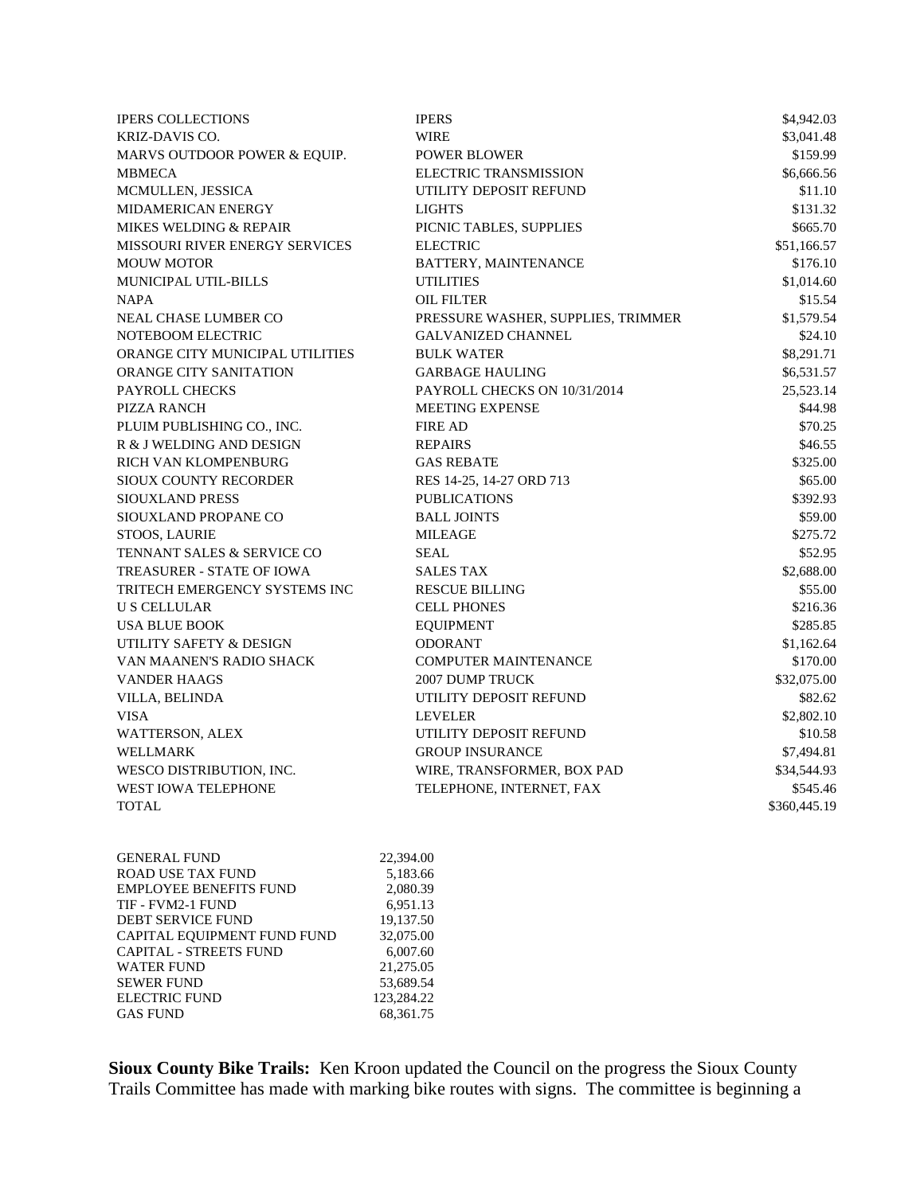| | | |
|---|---|---|
| IPERS COLLECTIONS | IPERS | $4,942.03 |
| KRIZ-DAVIS CO. | WIRE | $3,041.48 |
| MARVS OUTDOOR POWER & EQUIP. | POWER BLOWER | $159.99 |
| MBMECA | ELECTRIC TRANSMISSION | $6,666.56 |
| MCMULLEN, JESSICA | UTILITY DEPOSIT REFUND | $11.10 |
| MIDAMERICAN ENERGY | LIGHTS | $131.32 |
| MIKES WELDING & REPAIR | PICNIC TABLES, SUPPLIES | $665.70 |
| MISSOURI RIVER ENERGY SERVICES | ELECTRIC | $51,166.57 |
| MOUW MOTOR | BATTERY, MAINTENANCE | $176.10 |
| MUNICIPAL UTIL-BILLS | UTILITIES | $1,014.60 |
| NAPA | OIL FILTER | $15.54 |
| NEAL CHASE LUMBER CO | PRESSURE WASHER, SUPPLIES, TRIMMER | $1,579.54 |
| NOTEBOOM ELECTRIC | GALVANIZED CHANNEL | $24.10 |
| ORANGE CITY MUNICIPAL UTILITIES | BULK WATER | $8,291.71 |
| ORANGE CITY SANITATION | GARBAGE HAULING | $6,531.57 |
| PAYROLL CHECKS | PAYROLL CHECKS ON 10/31/2014 | 25,523.14 |
| PIZZA RANCH | MEETING EXPENSE | $44.98 |
| PLUIM PUBLISHING CO., INC. | FIRE AD | $70.25 |
| R & J WELDING AND DESIGN | REPAIRS | $46.55 |
| RICH VAN KLOMPENBURG | GAS REBATE | $325.00 |
| SIOUX COUNTY RECORDER | RES 14-25, 14-27 ORD 713 | $65.00 |
| SIOUXLAND PRESS | PUBLICATIONS | $392.93 |
| SIOUXLAND PROPANE CO | BALL JOINTS | $59.00 |
| STOOS, LAURIE | MILEAGE | $275.72 |
| TENNANT SALES & SERVICE CO | SEAL | $52.95 |
| TREASURER - STATE OF IOWA | SALES TAX | $2,688.00 |
| TRITECH EMERGENCY SYSTEMS INC | RESCUE BILLING | $55.00 |
| U S CELLULAR | CELL PHONES | $216.36 |
| USA BLUE BOOK | EQUIPMENT | $285.85 |
| UTILITY SAFETY & DESIGN | ODORANT | $1,162.64 |
| VAN MAANEN'S RADIO SHACK | COMPUTER MAINTENANCE | $170.00 |
| VANDER HAAGS | 2007 DUMP TRUCK | $32,075.00 |
| VILLA, BELINDA | UTILITY DEPOSIT REFUND | $82.62 |
| VISA | LEVELER | $2,802.10 |
| WATTERSON, ALEX | UTILITY DEPOSIT REFUND | $10.58 |
| WELLMARK | GROUP INSURANCE | $7,494.81 |
| WESCO DISTRIBUTION, INC. | WIRE, TRANSFORMER, BOX PAD | $34,544.93 |
| WEST IOWA TELEPHONE | TELEPHONE, INTERNET, FAX | $545.46 |
| TOTAL | | $360,445.19 |

| | |
|---|---|
| GENERAL FUND | 22,394.00 |
| ROAD USE TAX FUND | 5,183.66 |
| EMPLOYEE BENEFITS FUND | 2,080.39 |
| TIF - FVM2-1 FUND | 6,951.13 |
| DEBT SERVICE FUND | 19,137.50 |
| CAPITAL EQUIPMENT FUND FUND | 32,075.00 |
| CAPITAL - STREETS FUND | 6,007.60 |
| WATER FUND | 21,275.05 |
| SEWER FUND | 53,689.54 |
| ELECTRIC FUND | 123,284.22 |
| GAS FUND | 68,361.75 |

**Sioux County Bike Trails:** Ken Kroon updated the Council on the progress the Sioux County Trails Committee has made with marking bike routes with signs. The committee is beginning a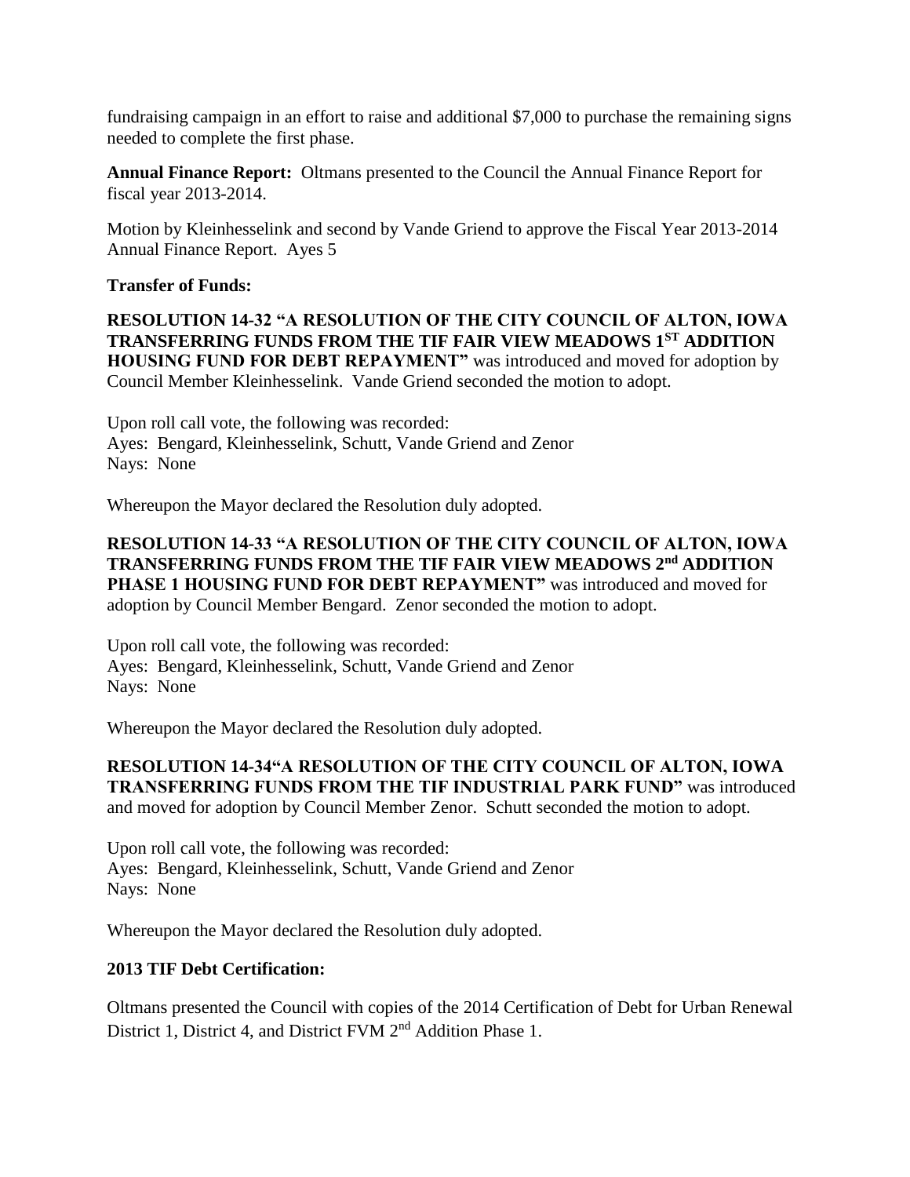fundraising campaign in an effort to raise and additional $7,000 to purchase the remaining signs needed to complete the first phase.

**Annual Finance Report:** Oltmans presented to the Council the Annual Finance Report for fiscal year 2013-2014.

Motion by Kleinhesselink and second by Vande Griend to approve the Fiscal Year 2013-2014 Annual Finance Report. Ayes 5

**Transfer of Funds:**

**RESOLUTION 14-32 "A RESOLUTION OF THE CITY COUNCIL OF ALTON, IOWA TRANSFERRING FUNDS FROM THE TIF FAIR VIEW MEADOWS 1ST ADDITION HOUSING FUND FOR DEBT REPAYMENT"** was introduced and moved for adoption by Council Member Kleinhesselink. Vande Griend seconded the motion to adopt.

Upon roll call vote, the following was recorded:
Ayes: Bengard, Kleinhesselink, Schutt, Vande Griend and Zenor
Nays: None

Whereupon the Mayor declared the Resolution duly adopted.

**RESOLUTION 14-33 "A RESOLUTION OF THE CITY COUNCIL OF ALTON, IOWA TRANSFERRING FUNDS FROM THE TIF FAIR VIEW MEADOWS 2nd ADDITION PHASE 1 HOUSING FUND FOR DEBT REPAYMENT"** was introduced and moved for adoption by Council Member Bengard. Zenor seconded the motion to adopt.

Upon roll call vote, the following was recorded:
Ayes: Bengard, Kleinhesselink, Schutt, Vande Griend and Zenor
Nays: None

Whereupon the Mayor declared the Resolution duly adopted.

**RESOLUTION 14-34"A RESOLUTION OF THE CITY COUNCIL OF ALTON, IOWA TRANSFERRING FUNDS FROM THE TIF INDUSTRIAL PARK FUND"** was introduced and moved for adoption by Council Member Zenor. Schutt seconded the motion to adopt.

Upon roll call vote, the following was recorded:
Ayes: Bengard, Kleinhesselink, Schutt, Vande Griend and Zenor
Nays: None

Whereupon the Mayor declared the Resolution duly adopted.

**2013 TIF Debt Certification:**

Oltmans presented the Council with copies of the 2014 Certification of Debt for Urban Renewal District 1, District 4, and District FVM 2nd Addition Phase 1.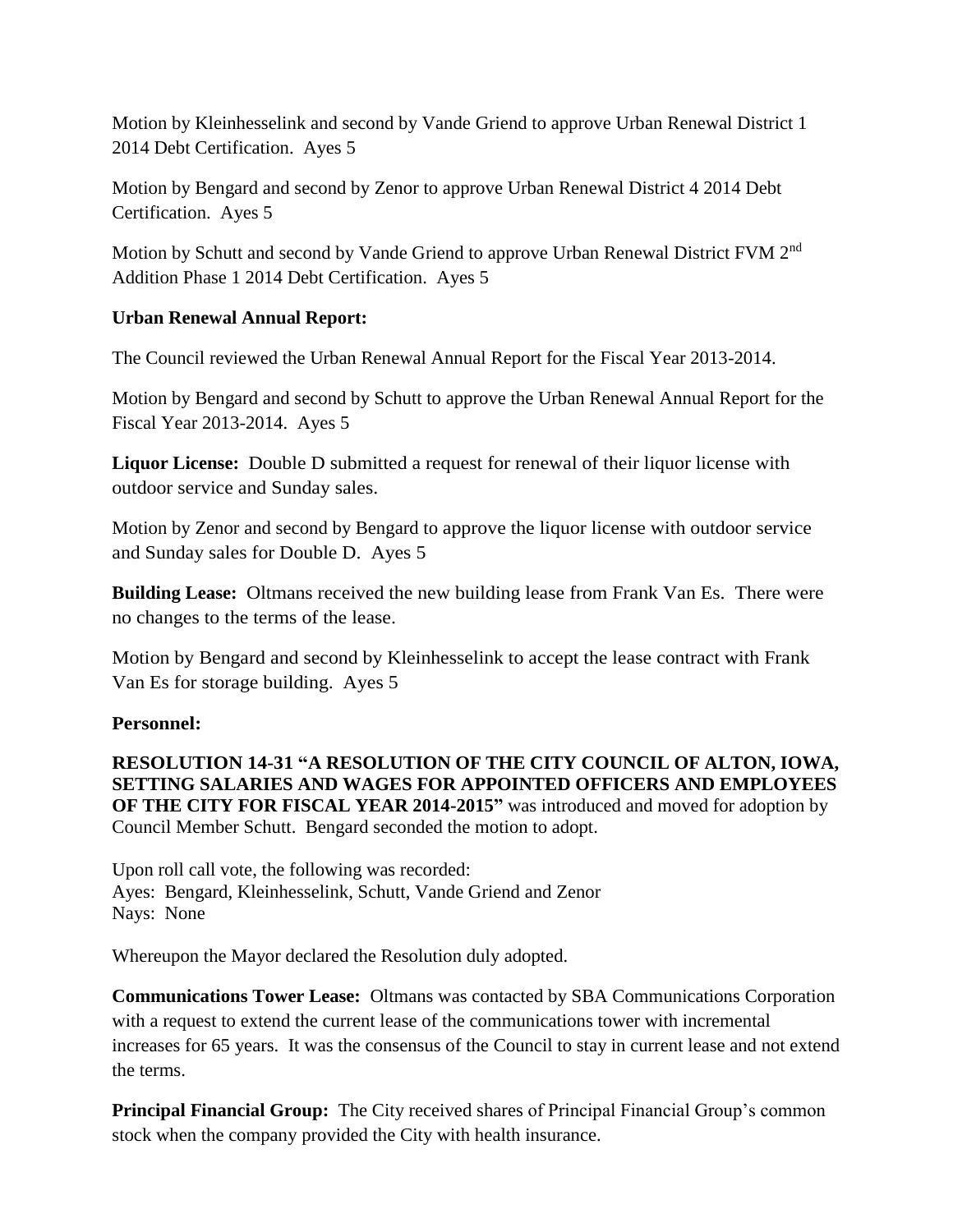Motion by Kleinhesselink and second by Vande Griend to approve Urban Renewal District 1 2014 Debt Certification. Ayes 5

Motion by Bengard and second by Zenor to approve Urban Renewal District 4 2014 Debt Certification. Ayes 5

Motion by Schutt and second by Vande Griend to approve Urban Renewal District FVM 2nd Addition Phase 1 2014 Debt Certification. Ayes 5

**Urban Renewal Annual Report:**

The Council reviewed the Urban Renewal Annual Report for the Fiscal Year 2013-2014.

Motion by Bengard and second by Schutt to approve the Urban Renewal Annual Report for the Fiscal Year 2013-2014. Ayes 5

**Liquor License:** Double D submitted a request for renewal of their liquor license with outdoor service and Sunday sales.

Motion by Zenor and second by Bengard to approve the liquor license with outdoor service and Sunday sales for Double D. Ayes 5

**Building Lease:** Oltmans received the new building lease from Frank Van Es. There were no changes to the terms of the lease.

Motion by Bengard and second by Kleinhesselink to accept the lease contract with Frank Van Es for storage building. Ayes 5

**Personnel:**

**RESOLUTION 14-31 "A RESOLUTION OF THE CITY COUNCIL OF ALTON, IOWA, SETTING SALARIES AND WAGES FOR APPOINTED OFFICERS AND EMPLOYEES OF THE CITY FOR FISCAL YEAR 2014-2015"** was introduced and moved for adoption by Council Member Schutt. Bengard seconded the motion to adopt.

Upon roll call vote, the following was recorded:
Ayes: Bengard, Kleinhesselink, Schutt, Vande Griend and Zenor
Nays: None

Whereupon the Mayor declared the Resolution duly adopted.

**Communications Tower Lease:** Oltmans was contacted by SBA Communications Corporation with a request to extend the current lease of the communications tower with incremental increases for 65 years. It was the consensus of the Council to stay in current lease and not extend the terms.

**Principal Financial Group:** The City received shares of Principal Financial Group's common stock when the company provided the City with health insurance.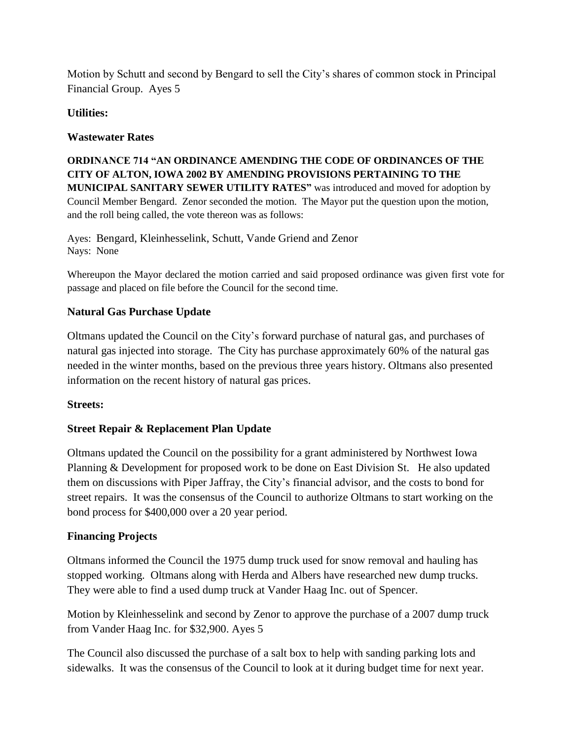Motion by Schutt and second by Bengard to sell the City's shares of common stock in Principal Financial Group. Ayes 5

**Utilities:**

**Wastewater Rates**

**ORDINANCE 714 "AN ORDINANCE AMENDING THE CODE OF ORDINANCES OF THE CITY OF ALTON, IOWA 2002 BY AMENDING PROVISIONS PERTAINING TO THE MUNICIPAL SANITARY SEWER UTILITY RATES"** was introduced and moved for adoption by Council Member Bengard. Zenor seconded the motion. The Mayor put the question upon the motion, and the roll being called, the vote thereon was as follows:

Ayes: Bengard, Kleinhesselink, Schutt, Vande Griend and Zenor
Nays: None

Whereupon the Mayor declared the motion carried and said proposed ordinance was given first vote for passage and placed on file before the Council for the second time.

**Natural Gas Purchase Update**

Oltmans updated the Council on the City's forward purchase of natural gas, and purchases of natural gas injected into storage. The City has purchase approximately 60% of the natural gas needed in the winter months, based on the previous three years history. Oltmans also presented information on the recent history of natural gas prices.

**Streets:**

**Street Repair & Replacement Plan Update**

Oltmans updated the Council on the possibility for a grant administered by Northwest Iowa Planning & Development for proposed work to be done on East Division St. He also updated them on discussions with Piper Jaffray, the City's financial advisor, and the costs to bond for street repairs. It was the consensus of the Council to authorize Oltmans to start working on the bond process for $400,000 over a 20 year period.

**Financing Projects**

Oltmans informed the Council the 1975 dump truck used for snow removal and hauling has stopped working. Oltmans along with Herda and Albers have researched new dump trucks. They were able to find a used dump truck at Vander Haag Inc. out of Spencer.

Motion by Kleinhesselink and second by Zenor to approve the purchase of a 2007 dump truck from Vander Haag Inc. for $32,900. Ayes 5

The Council also discussed the purchase of a salt box to help with sanding parking lots and sidewalks. It was the consensus of the Council to look at it during budget time for next year.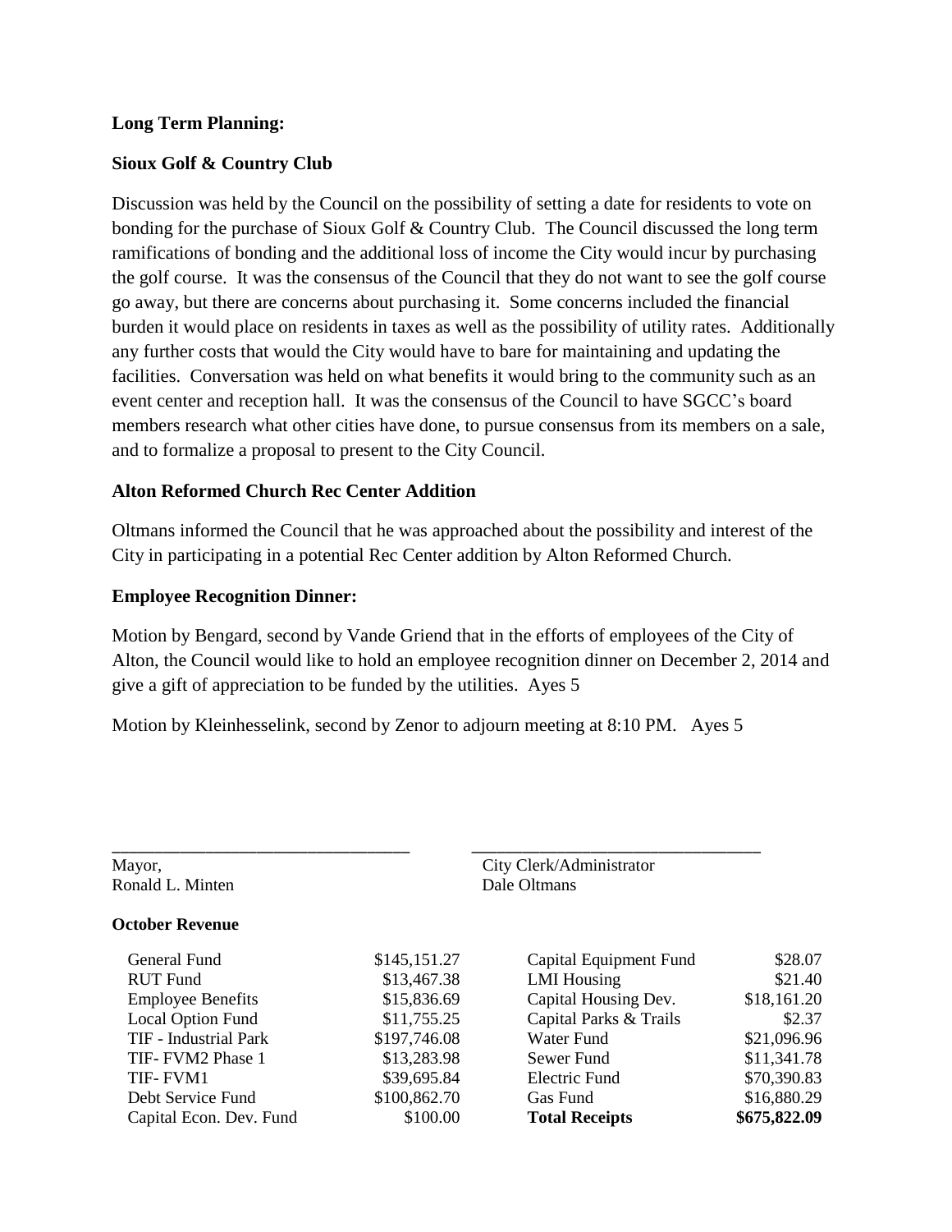**Long Term Planning:**

**Sioux Golf & Country Club**

Discussion was held by the Council on the possibility of setting a date for residents to vote on bonding for the purchase of Sioux Golf & Country Club. The Council discussed the long term ramifications of bonding and the additional loss of income the City would incur by purchasing the golf course. It was the consensus of the Council that they do not want to see the golf course go away, but there are concerns about purchasing it. Some concerns included the financial burden it would place on residents in taxes as well as the possibility of utility rates. Additionally any further costs that would the City would have to bare for maintaining and updating the facilities. Conversation was held on what benefits it would bring to the community such as an event center and reception hall. It was the consensus of the Council to have SGCC's board members research what other cities have done, to pursue consensus from its members on a sale, and to formalize a proposal to present to the City Council.

**Alton Reformed Church Rec Center Addition**

Oltmans informed the Council that he was approached about the possibility and interest of the City in participating in a potential Rec Center addition by Alton Reformed Church.

**Employee Recognition Dinner:**

Motion by Bengard, second by Vande Griend that in the efforts of employees of the City of Alton, the Council would like to hold an employee recognition dinner on December 2, 2014 and give a gift of appreciation to be funded by the utilities. Ayes 5

Motion by Kleinhesselink, second by Zenor to adjourn meeting at 8:10 PM. Ayes 5

\_\_\_\_\_\_\_\_\_\_\_\_\_\_\_\_\_\_\_\_\_\_\_\_\_\_\_\_\_\_\_\_\_\_
Mayor,
Ronald L. Minten

\_\_\_\_\_\_\_\_\_\_\_\_\_\_\_\_\_\_\_\_\_\_\_\_\_\_\_\_\_\_\_\_\_\_
City Clerk/Administrator
Dale Oltmans

**October Revenue**

| | | | |
|---|---|---|---|
| General Fund | $145,151.27 | Capital Equipment Fund | $28.07 |
| RUT Fund | $13,467.38 | LMI Housing | $21.40 |
| Employee Benefits | $15,836.69 | Capital Housing Dev. | $18,161.20 |
| Local Option Fund | $11,755.25 | Capital Parks & Trails | $2.37 |
| TIF - Industrial Park | $197,746.08 | Water Fund | $21,096.96 |
| TIF- FVM2 Phase 1 | $13,283.98 | Sewer Fund | $11,341.78 |
| TIF- FVM1 | $39,695.84 | Electric Fund | $70,390.83 |
| Debt Service Fund | $100,862.70 | Gas Fund | $16,880.29 |
| Capital Econ. Dev. Fund | $100.00 | **Total Receipts** | **$675,822.09** |